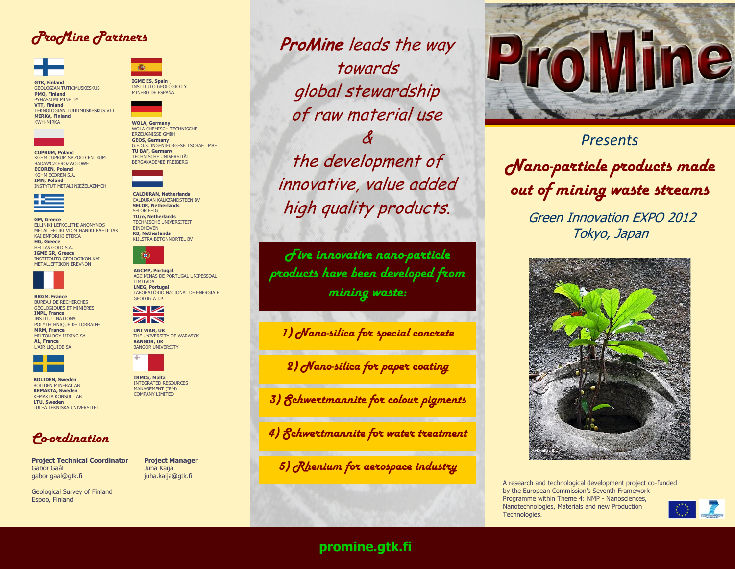## ProMine Partners

**GTK, Finland**
GEOLOGIAN TUTKIMUSKESKUS
**PMO, Finland**
PYHÄSALMI MINE OY
**VTT, Finland**
TEKNOLOGIAN TUTKIMUSKESKUS VTT
**MIRKA, Finland**
KWH-MIRKA

**CUPRUM, Poland**
KGHM CUPRUM SP ZOO CENTRUM BADAWCZO-ROZWOJOWE
**ECOREN, Poland**
KGHM ECOREN S.A.
**IMN, Poland**
INSTYTUT METALI NIEŻELAZNYCH

**GM, Greece**
ELLINIKI LEFKOLITHI ANONYMOS METALLEFTIKI VIOMIHANIKI NAFTILIAKI KAI EMPORIKI ETERIA
**HG, Greece**
HELLAS GOLD S.A.
**IGME GR, Greece**
INSTITOUTO GEOLOGIKON KAI METALLEFTIKON EREVNON

**BRGM, France**
BUREAU DE RECHERCHES GÉOLOGIQUES ET MINIÈRES
**INPL, France**
INSTITUT NATIONAL POLYTECHNIQUE DE LORRAINE
**MRM, France**
MILTON ROY MIXING SA
**AL, France**
L'AIR LIQUIDE SA

**BOLIDEN, Sweden**
BOLIDEN MINERAL AB
**KEMAKTA, Sweden**
KEMAKTA KONSULT AB
**LTU, Sweden**
LULEÅ TEKNISKA UNIVERSITET

**IGME ES, Spain**
INSTITUTO GEOLÓGICO Y MINERO DE ESPAÑA

**WOLA, Germany**
WOLA CHEMISCH-TECHNISCHE ERZEUGNISSE GMBH
**GEOS, Germany**
G.E.O.S. INGENIEURGESELLSCHAFT MBH
**TU BAF, Germany**
TECHNISCHE UNIVERSITÄT BERGAKADEMIE FREIBERG

**CALDURAN, Netherlands**
CALDURAN KALKZANDSTEEN BV
**SELOR, Netherlands**
SELOR EEIG
**TU/e, Netherlands**
TECHNISCHE UNIVERSITEIT EINDHOVEN
**KB, Netherlands**
KIJLSTRA BETONMORTEL BV

**AGCMP, Portugal**
AGC MINAS DE PORTUGAL UNIPESSOAL LIMITADA
**LNEG, Portugal**
LABORATÓRIO NACIONAL DE ENERGIA E GEOLOGIA I.P.

**UNI WAR, UK**
THE UNIVERSITY OF WARWICK
**BANGOR, UK**
BANGOR UNIVERSITY

**IRMCo, Malta**
INTEGRATED RESOURCES MANAGEMENT (IRM) COMPANY LIMITED

## Co-ordination

**Project Technical Coordinator**
Gabor Gaál
gabor.gaal@gtk.fi

**Project Manager**
Juha Kaija
juha.kaija@gtk.fi

Geological Survey of Finland
Espoo, Finland

*ProMine leads the way towards global stewardship of raw material use & the development of innovative, value added high quality products.*

**Five innovative nano-particle products have been developed from mining waste:**

1) Nano-silica for special concrete
2) Nano-silica for paper coating
3) Schwertmannite for colour pigments
4) Schwertmannite for water treatment
5) Rhenium for aerospace industry

# ProMine

Presents

## Nano-particle products made out of mining waste streams

Green Innovation EXPO 2012
Tokyo, Japan

A research and technological development project co-funded by the European Commission's Seventh Framework Programme within Theme 4: NMP - Nanosciences, Nanotechnologies, Materials and new Production Technologies.

**promine.gtk.fi**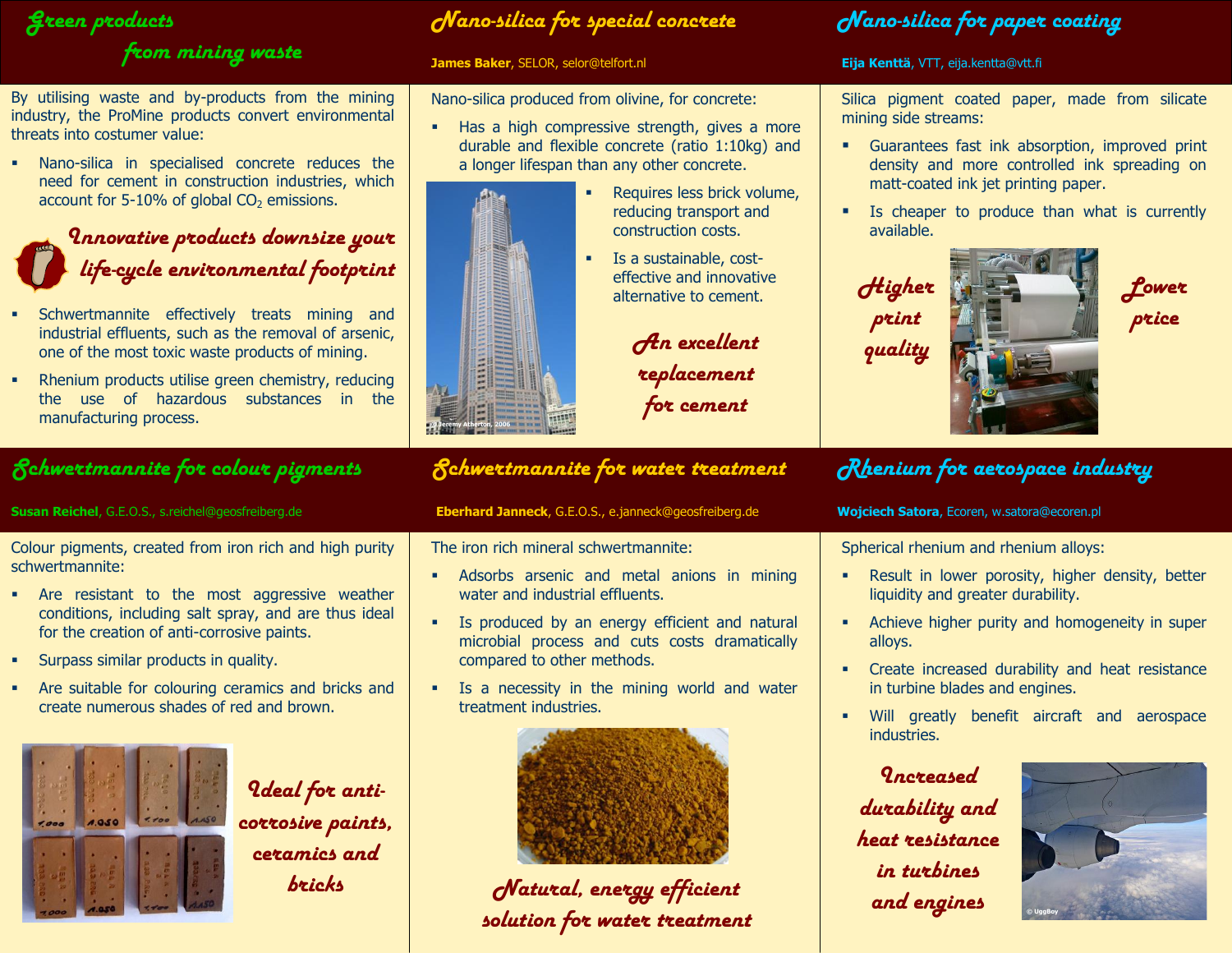## Green products from mining waste

By utilising waste and by-products from the mining industry, the ProMine products convert environmental threats into costumer value:

- Nano-silica in specialised concrete reduces the need for cement in construction industries, which account for 5-10% of global $CO_2$ emissions.

**Innovative products downsize your life-cycle environmental footprint**

- Schwertmannite effectively treats mining and industrial effluents, such as the removal of arsenic, one of the most toxic waste products of mining.
- Rhenium products utilise green chemistry, reducing the use of hazardous substances in the manufacturing process.

## Nano-silica for special concrete

**James Baker**, SELOR, selor@telfort.nl

Nano-silica produced from olivine, for concrete:

- Has a high compressive strength, gives a more durable and flexible concrete (ratio 1:10kg) and a longer lifespan than any other concrete.
- Requires less brick volume, reducing transport and construction costs.
- Is a sustainable, cost-effective and innovative alternative to cement.

© Jeremy Atherton, 2006

**An excellent replacement for cement**

## Nano-silica for paper coating

**Eija Kenttä**, VTT, eija.kentta@vtt.fi

Silica pigment coated paper, made from silicate mining side streams:

- Guarantees fast ink absorption, improved print density and more controlled ink spreading on matt-coated ink jet printing paper.
- Is cheaper to produce than what is currently available.

**Higher print quality**

**Lower price**

## Schwertmannite for colour pigments

**Susan Reichel**, G.E.O.S., s.reichel@geosfreiberg.de

Colour pigments, created from iron rich and high purity schwertmannite:

- Are resistant to the most aggressive weather conditions, including salt spray, and are thus ideal for the creation of anti-corrosive paints.
- Surpass similar products in quality.
- Are suitable for colouring ceramics and bricks and create numerous shades of red and brown.

**Ideal for anti-corrosive paints, ceramics and bricks**

## Schwertmannite for water treatment

**Eberhard Janneck**, G.E.O.S., e.janneck@geosfreiberg.de

The iron rich mineral schwertmannite:

- Adsorbs arsenic and metal anions in mining water and industrial effluents.
- Is produced by an energy efficient and natural microbial process and cuts costs dramatically compared to other methods.
- Is a necessity in the mining world and water treatment industries.

**Natural, energy efficient solution for water treatment**

## Rhenium for aerospace industry

**Wojciech Satora**, Ecoren, w.satora@ecoren.pl

Spherical rhenium and rhenium alloys:

- Result in lower porosity, higher density, better liquidity and greater durability.
- Achieve higher purity and homogeneity in super alloys.
- Create increased durability and heat resistance in turbine blades and engines.
- Will greatly benefit aircraft and aerospace industries.

**Increased durability and heat resistance in turbines and engines**

© UggBoy